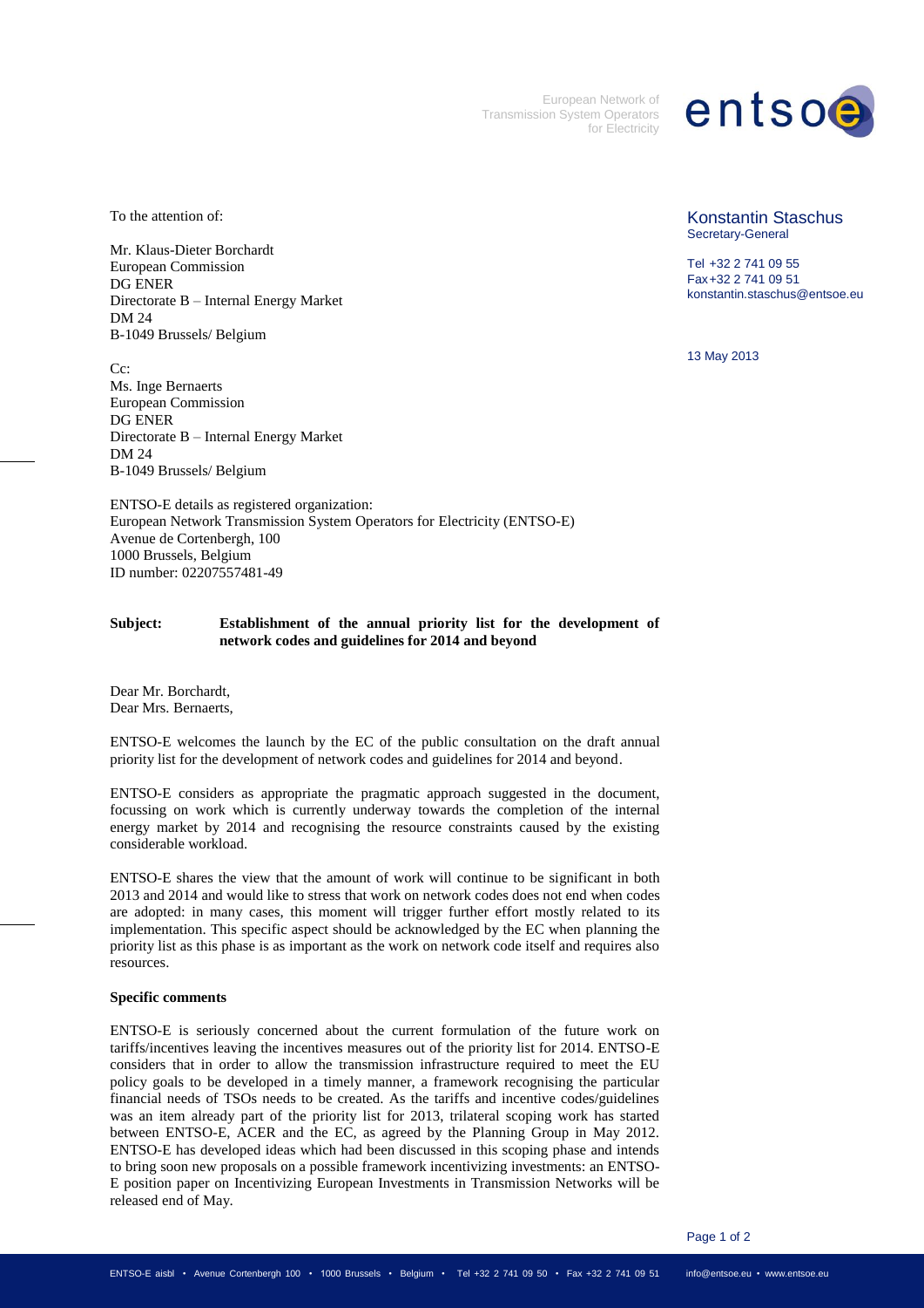European Network of Transmission System Operators for Electricity

**Konstantin Staschus**
Secretary-General

Tel +32 2 741 09 55
Fax +32 2 741 09 51
konstantin.staschus@entsoe.eu

13 May 2013

To the attention of:

Mr. Klaus-Dieter Borchardt
European Commission
DG ENER
Directorate B – Internal Energy Market
DM 24
B-1049 Brussels/ Belgium

Cc:
Ms. Inge Bernaerts
European Commission
DG ENER
Directorate B – Internal Energy Market
DM 24
B-1049 Brussels/ Belgium

ENTSO-E details as registered organization:
European Network Transmission System Operators for Electricity (ENTSO-E)
Avenue de Cortenbergh, 100
1000 Brussels, Belgium
ID number: 02207557481-49

**Subject: Establishment of the annual priority list for the development of network codes and guidelines for 2014 and beyond**

Dear Mr. Borchardt,
Dear Mrs. Bernaerts,

ENTSO-E welcomes the launch by the EC of the public consultation on the draft annual priority list for the development of network codes and guidelines for 2014 and beyond.

ENTSO-E considers as appropriate the pragmatic approach suggested in the document, focussing on work which is currently underway towards the completion of the internal energy market by 2014 and recognising the resource constraints caused by the existing considerable workload.

ENTSO-E shares the view that the amount of work will continue to be significant in both 2013 and 2014 and would like to stress that work on network codes does not end when codes are adopted: in many cases, this moment will trigger further effort mostly related to its implementation. This specific aspect should be acknowledged by the EC when planning the priority list as this phase is as important as the work on network code itself and requires also resources.

**Specific comments**

ENTSO-E is seriously concerned about the current formulation of the future work on tariffs/incentives leaving the incentives measures out of the priority list for 2014. ENTSO-E considers that in order to allow the transmission infrastructure required to meet the EU policy goals to be developed in a timely manner, a framework recognising the particular financial needs of TSOs needs to be created. As the tariffs and incentive codes/guidelines was an item already part of the priority list for 2013, trilateral scoping work has started between ENTSO-E, ACER and the EC, as agreed by the Planning Group in May 2012. ENTSO-E has developed ideas which had been discussed in this scoping phase and intends to bring soon new proposals on a possible framework incentivizing investments: an ENTSO-E position paper on Incentivizing European Investments in Transmission Networks will be released end of May.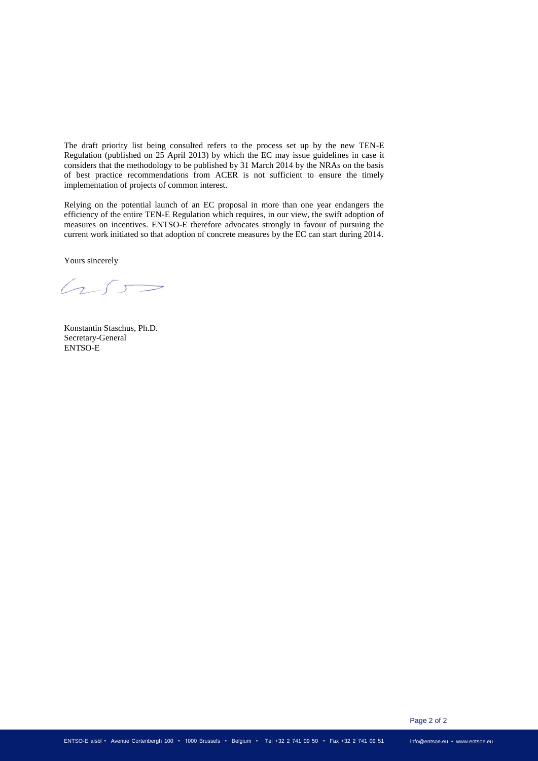The draft priority list being consulted refers to the process set up by the new TEN-E Regulation (published on 25 April 2013) by which the EC may issue guidelines in case it considers that the methodology to be published by 31 March 2014 by the NRAs on the basis of best practice recommendations from ACER is not sufficient to ensure the timely implementation of projects of common interest.

Relying on the potential launch of an EC proposal in more than one year endangers the efficiency of the entire TEN-E Regulation which requires, in our view, the swift adoption of measures on incentives. ENTSO-E therefore advocates strongly in favour of pursuing the current work initiated so that adoption of concrete measures by the EC can start during 2014.

Yours sincerely

Konstantin Staschus, Ph.D.
Secretary-General
ENTSO-E

ENTSO-E aisbl • Avenue Cortenbergh 100 • 1000 Brussels • Belgium • Tel +32 2 741 09 50 • Fax +32 2 741 09 51 info@entsoe.eu • www.entsoe.eu